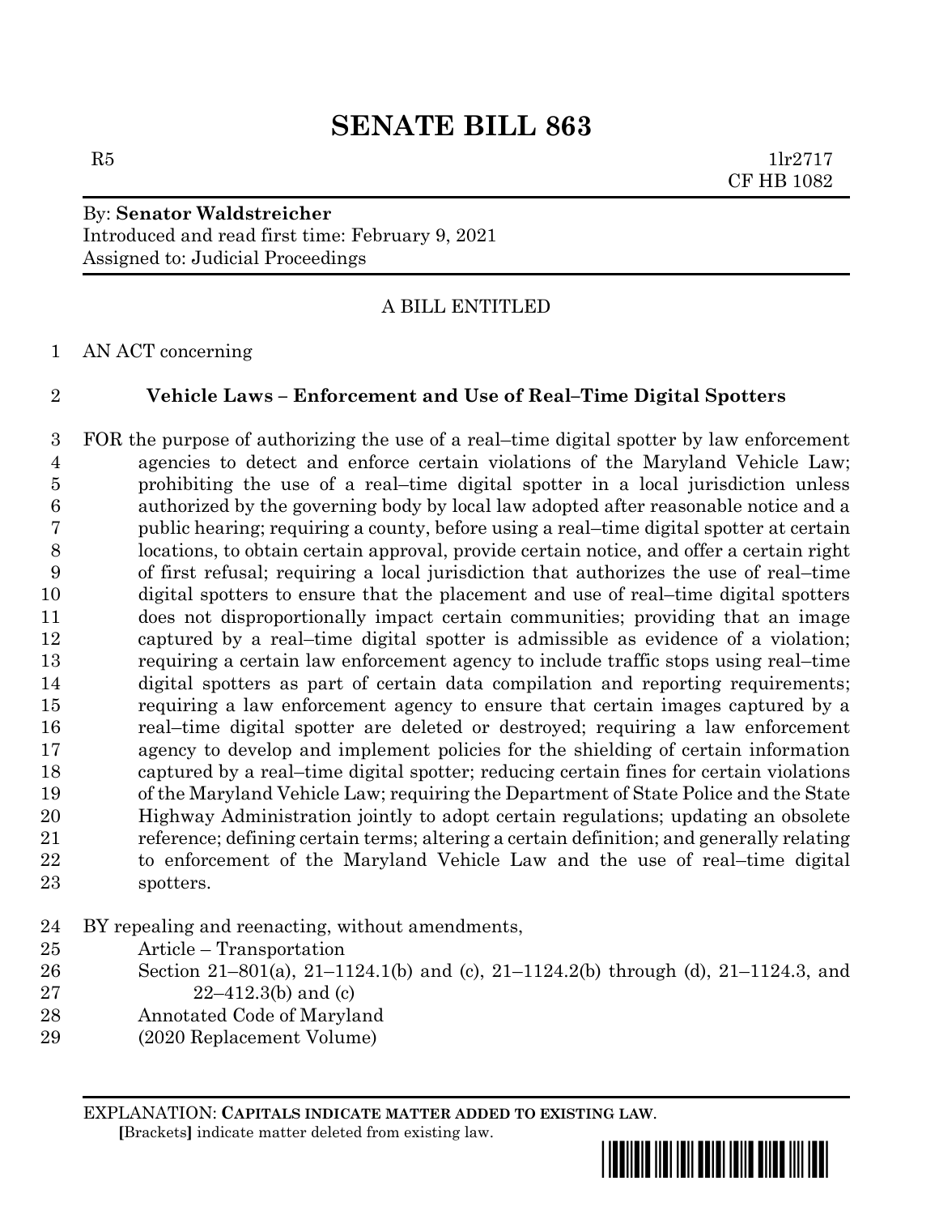# SENATE BILL 863

R5 1lr2717
CF HB 1082

By: **Senator Waldstreicher**
Introduced and read first time: February 9, 2021
Assigned to: Judicial Proceedings

A BILL ENTITLED

1 AN ACT concerning

2 **Vehicle Laws – Enforcement and Use of Real–Time Digital Spotters**

3 FOR the purpose of authorizing the use of a real–time digital spotter by law enforcement
4 agencies to detect and enforce certain violations of the Maryland Vehicle Law;
5 prohibiting the use of a real–time digital spotter in a local jurisdiction unless
6 authorized by the governing body by local law adopted after reasonable notice and a
7 public hearing; requiring a county, before using a real–time digital spotter at certain
8 locations, to obtain certain approval, provide certain notice, and offer a certain right
9 of first refusal; requiring a local jurisdiction that authorizes the use of real–time
10 digital spotters to ensure that the placement and use of real–time digital spotters
11 does not disproportionally impact certain communities; providing that an image
12 captured by a real–time digital spotter is admissible as evidence of a violation;
13 requiring a certain law enforcement agency to include traffic stops using real–time
14 digital spotters as part of certain data compilation and reporting requirements;
15 requiring a law enforcement agency to ensure that certain images captured by a
16 real–time digital spotter are deleted or destroyed; requiring a law enforcement
17 agency to develop and implement policies for the shielding of certain information
18 captured by a real–time digital spotter; reducing certain fines for certain violations
19 of the Maryland Vehicle Law; requiring the Department of State Police and the State
20 Highway Administration jointly to adopt certain regulations; updating an obsolete
21 reference; defining certain terms; altering a certain definition; and generally relating
22 to enforcement of the Maryland Vehicle Law and the use of real–time digital
23 spotters.

24 BY repealing and reenacting, without amendments,
25 Article – Transportation
26 Section 21–801(a), 21–1124.1(b) and (c), 21–1124.2(b) through (d), 21–1124.3, and
27 22–412.3(b) and (c)
28 Annotated Code of Maryland
29 (2020 Replacement Volume)

EXPLANATION: **CAPITALS INDICATE MATTER ADDED TO EXISTING LAW.**
**[**Brackets**]** indicate matter deleted from existing law.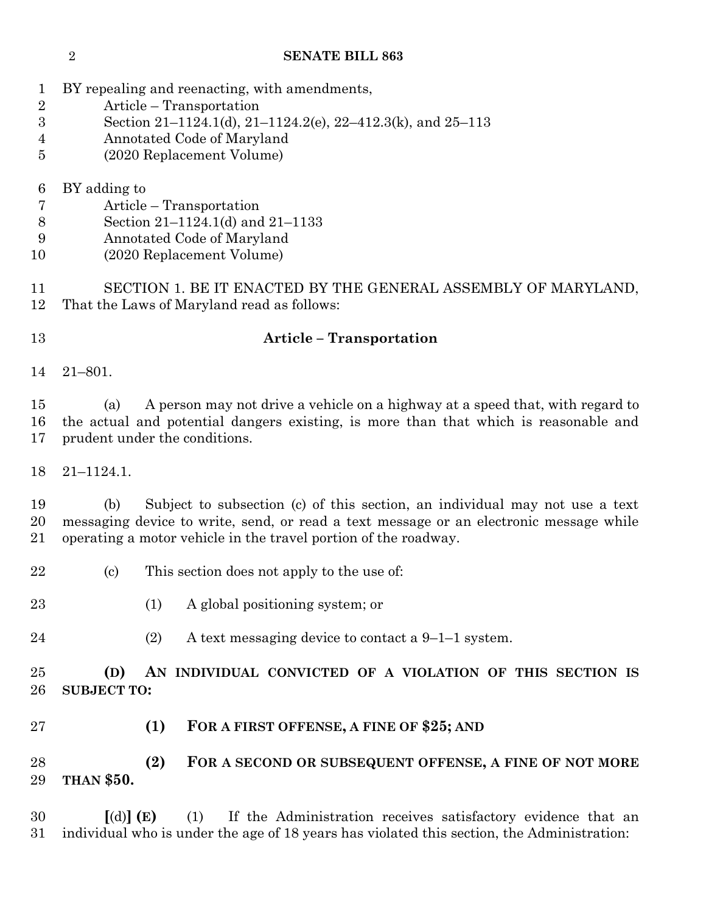BY repealing and reenacting, with amendments,
Article – Transportation
Section 21–1124.1(d), 21–1124.2(e), 22–412.3(k), and 25–113
Annotated Code of Maryland
(2020 Replacement Volume)

BY adding to
Article – Transportation
Section 21–1124.1(d) and 21–1133
Annotated Code of Maryland
(2020 Replacement Volume)

SECTION 1. BE IT ENACTED BY THE GENERAL ASSEMBLY OF MARYLAND, That the Laws of Maryland read as follows:

**Article – Transportation**

21–801.

(a) A person may not drive a vehicle on a highway at a speed that, with regard to the actual and potential dangers existing, is more than that which is reasonable and prudent under the conditions.

21–1124.1.

(b) Subject to subsection (c) of this section, an individual may not use a text messaging device to write, send, or read a text message or an electronic message while operating a motor vehicle in the travel portion of the roadway.

(c) This section does not apply to the use of:

(1) A global positioning system; or

(2) A text messaging device to contact a 9–1–1 system.

**(D) AN INDIVIDUAL CONVICTED OF A VIOLATION OF THIS SECTION IS SUBJECT TO:**

**(1) FOR A FIRST OFFENSE, A FINE OF $25; AND**

**(2) FOR A SECOND OR SUBSEQUENT OFFENSE, A FINE OF NOT MORE THAN $50.**

**[**(d)**] (E)** (1) If the Administration receives satisfactory evidence that an individual who is under the age of 18 years has violated this section, the Administration: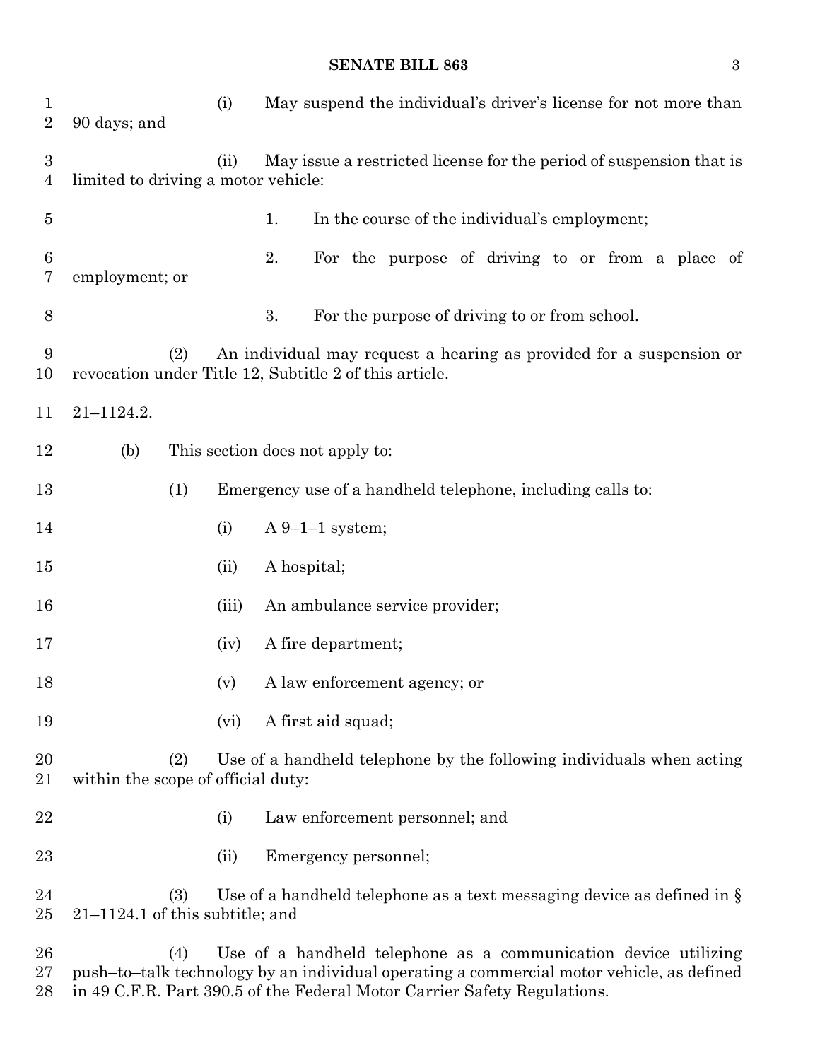(i) May suspend the individual's driver's license for not more than 90 days; and

(ii) May issue a restricted license for the period of suspension that is limited to driving a motor vehicle:

1. In the course of the individual's employment;

2. For the purpose of driving to or from a place of employment; or

3. For the purpose of driving to or from school.

(2) An individual may request a hearing as provided for a suspension or revocation under Title 12, Subtitle 2 of this article.

21–1124.2.

(b) This section does not apply to:

(1) Emergency use of a handheld telephone, including calls to:

(i) A 9–1–1 system;

(ii) A hospital;

(iii) An ambulance service provider;

(iv) A fire department;

(v) A law enforcement agency; or

(vi) A first aid squad;

(2) Use of a handheld telephone by the following individuals when acting within the scope of official duty:

(i) Law enforcement personnel; and

(ii) Emergency personnel;

(3) Use of a handheld telephone as a text messaging device as defined in § 21–1124.1 of this subtitle; and

(4) Use of a handheld telephone as a communication device utilizing push–to–talk technology by an individual operating a commercial motor vehicle, as defined in 49 C.F.R. Part 390.5 of the Federal Motor Carrier Safety Regulations.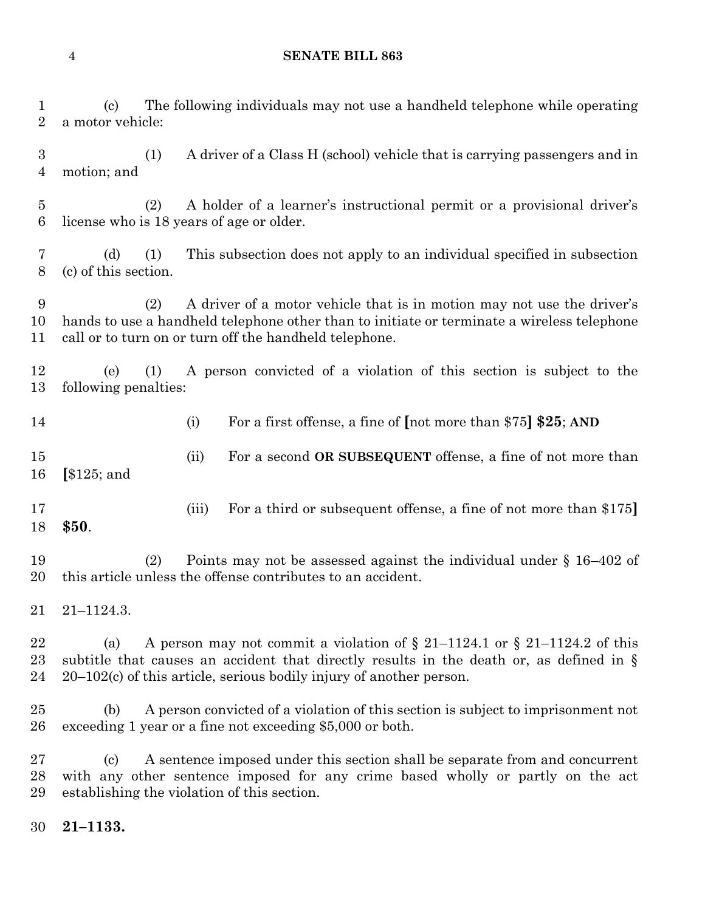(c) The following individuals may not use a handheld telephone while operating a motor vehicle:

(1) A driver of a Class H (school) vehicle that is carrying passengers and in motion; and

(2) A holder of a learner's instructional permit or a provisional driver's license who is 18 years of age or older.

(d) (1) This subsection does not apply to an individual specified in subsection (c) of this section.

(2) A driver of a motor vehicle that is in motion may not use the driver's hands to use a handheld telephone other than to initiate or terminate a wireless telephone call or to turn on or turn off the handheld telephone.

(e) (1) A person convicted of a violation of this section is subject to the following penalties:

(i) For a first offense, a fine of [not more than $75] **$25**; **AND**

(ii) For a second **OR SUBSEQUENT** offense, a fine of not more than [$125; and

(iii) For a third or subsequent offense, a fine of not more than $175] **$50**.

(2) Points may not be assessed against the individual under § 16–402 of this article unless the offense contributes to an accident.

21–1124.3.

(a) A person may not commit a violation of § 21–1124.1 or § 21–1124.2 of this subtitle that causes an accident that directly results in the death or, as defined in § 20–102(c) of this article, serious bodily injury of another person.

(b) A person convicted of a violation of this section is subject to imprisonment not exceeding 1 year or a fine not exceeding $5,000 or both.

(c) A sentence imposed under this section shall be separate from and concurrent with any other sentence imposed for any crime based wholly or partly on the act establishing the violation of this section.

**21–1133.**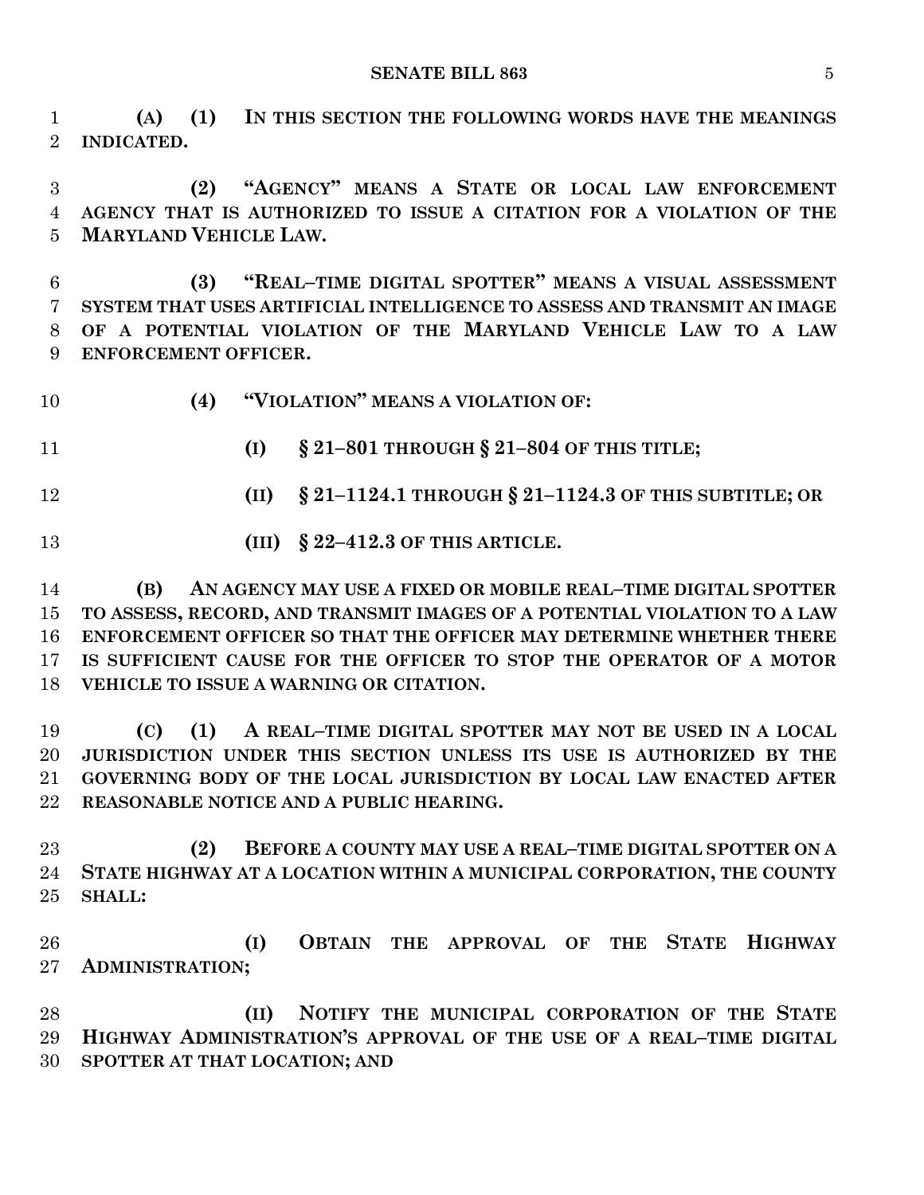**(A) (1) IN THIS SECTION THE FOLLOWING WORDS HAVE THE MEANINGS INDICATED.**

**(2) "AGENCY" MEANS A STATE OR LOCAL LAW ENFORCEMENT AGENCY THAT IS AUTHORIZED TO ISSUE A CITATION FOR A VIOLATION OF THE MARYLAND VEHICLE LAW.**

**(3) "REAL–TIME DIGITAL SPOTTER" MEANS A VISUAL ASSESSMENT SYSTEM THAT USES ARTIFICIAL INTELLIGENCE TO ASSESS AND TRANSMIT AN IMAGE OF A POTENTIAL VIOLATION OF THE MARYLAND VEHICLE LAW TO A LAW ENFORCEMENT OFFICER.**

**(4) "VIOLATION" MEANS A VIOLATION OF:**

**(I) § 21–801 THROUGH § 21–804 OF THIS TITLE;**

**(II) § 21–1124.1 THROUGH § 21–1124.3 OF THIS SUBTITLE; OR**

**(III) § 22–412.3 OF THIS ARTICLE.**

**(B) AN AGENCY MAY USE A FIXED OR MOBILE REAL–TIME DIGITAL SPOTTER TO ASSESS, RECORD, AND TRANSMIT IMAGES OF A POTENTIAL VIOLATION TO A LAW ENFORCEMENT OFFICER SO THAT THE OFFICER MAY DETERMINE WHETHER THERE IS SUFFICIENT CAUSE FOR THE OFFICER TO STOP THE OPERATOR OF A MOTOR VEHICLE TO ISSUE A WARNING OR CITATION.**

**(C) (1) A REAL–TIME DIGITAL SPOTTER MAY NOT BE USED IN A LOCAL JURISDICTION UNDER THIS SECTION UNLESS ITS USE IS AUTHORIZED BY THE GOVERNING BODY OF THE LOCAL JURISDICTION BY LOCAL LAW ENACTED AFTER REASONABLE NOTICE AND A PUBLIC HEARING.**

**(2) BEFORE A COUNTY MAY USE A REAL–TIME DIGITAL SPOTTER ON A STATE HIGHWAY AT A LOCATION WITHIN A MUNICIPAL CORPORATION, THE COUNTY SHALL:**

**(I) OBTAIN THE APPROVAL OF THE STATE HIGHWAY ADMINISTRATION;**

**(II) NOTIFY THE MUNICIPAL CORPORATION OF THE STATE HIGHWAY ADMINISTRATION'S APPROVAL OF THE USE OF A REAL–TIME DIGITAL SPOTTER AT THAT LOCATION; AND**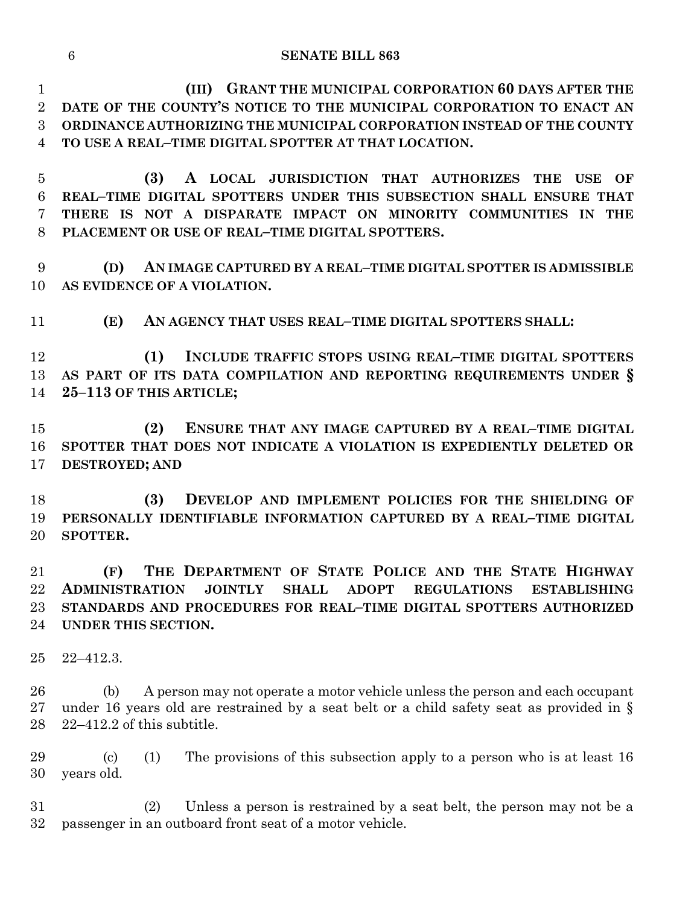**(III) GRANT THE MUNICIPAL CORPORATION 60 DAYS AFTER THE DATE OF THE COUNTY'S NOTICE TO THE MUNICIPAL CORPORATION TO ENACT AN ORDINANCE AUTHORIZING THE MUNICIPAL CORPORATION INSTEAD OF THE COUNTY TO USE A REAL–TIME DIGITAL SPOTTER AT THAT LOCATION.**

**(3) A LOCAL JURISDICTION THAT AUTHORIZES THE USE OF REAL–TIME DIGITAL SPOTTERS UNDER THIS SUBSECTION SHALL ENSURE THAT THERE IS NOT A DISPARATE IMPACT ON MINORITY COMMUNITIES IN THE PLACEMENT OR USE OF REAL–TIME DIGITAL SPOTTERS.**

**(D) AN IMAGE CAPTURED BY A REAL–TIME DIGITAL SPOTTER IS ADMISSIBLE AS EVIDENCE OF A VIOLATION.**

**(E) AN AGENCY THAT USES REAL–TIME DIGITAL SPOTTERS SHALL:**

**(1) INCLUDE TRAFFIC STOPS USING REAL–TIME DIGITAL SPOTTERS AS PART OF ITS DATA COMPILATION AND REPORTING REQUIREMENTS UNDER § 25–113 OF THIS ARTICLE;**

**(2) ENSURE THAT ANY IMAGE CAPTURED BY A REAL–TIME DIGITAL SPOTTER THAT DOES NOT INDICATE A VIOLATION IS EXPEDIENTLY DELETED OR DESTROYED; AND**

**(3) DEVELOP AND IMPLEMENT POLICIES FOR THE SHIELDING OF PERSONALLY IDENTIFIABLE INFORMATION CAPTURED BY A REAL–TIME DIGITAL SPOTTER.**

**(F) THE DEPARTMENT OF STATE POLICE AND THE STATE HIGHWAY ADMINISTRATION JOINTLY SHALL ADOPT REGULATIONS ESTABLISHING STANDARDS AND PROCEDURES FOR REAL–TIME DIGITAL SPOTTERS AUTHORIZED UNDER THIS SECTION.**

22–412.3.

(b) A person may not operate a motor vehicle unless the person and each occupant under 16 years old are restrained by a seat belt or a child safety seat as provided in § 22–412.2 of this subtitle.

(c) (1) The provisions of this subsection apply to a person who is at least 16 years old.

(2) Unless a person is restrained by a seat belt, the person may not be a passenger in an outboard front seat of a motor vehicle.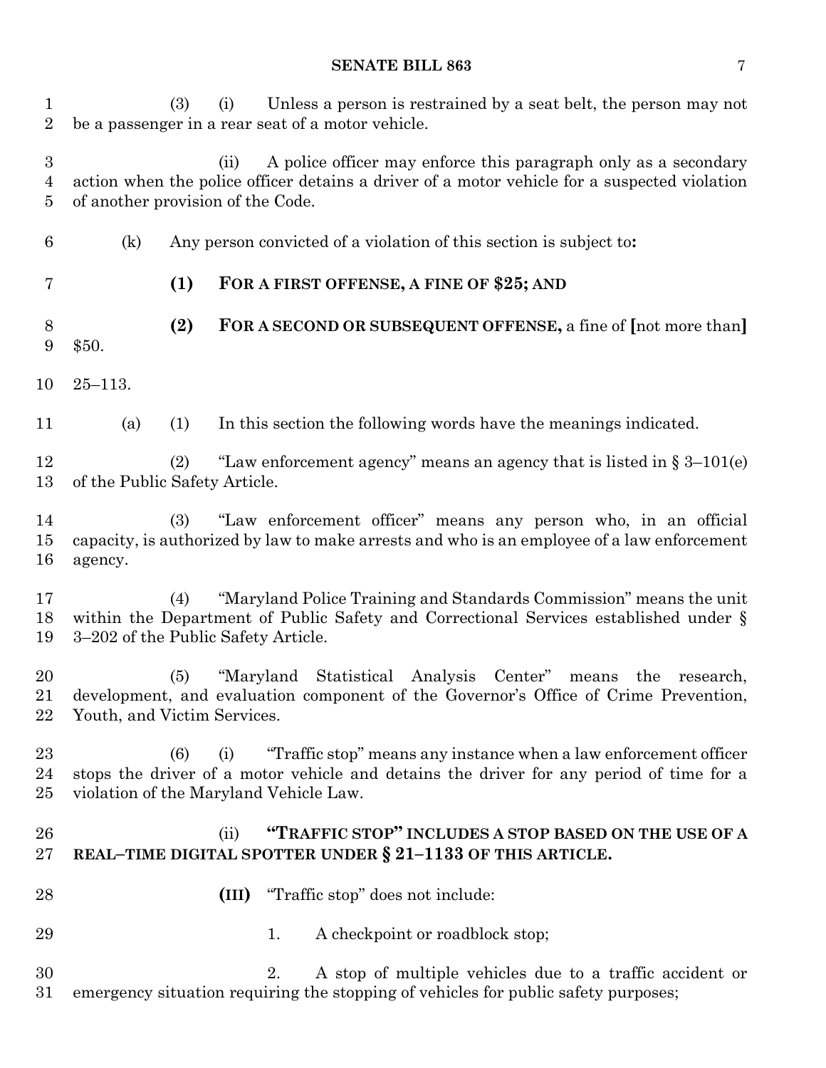(3) (i) Unless a person is restrained by a seat belt, the person may not be a passenger in a rear seat of a motor vehicle.

(ii) A police officer may enforce this paragraph only as a secondary action when the police officer detains a driver of a motor vehicle for a suspected violation of another provision of the Code.

(k) Any person convicted of a violation of this section is subject to**:**

**(1) FOR A FIRST OFFENSE, A FINE OF $25; AND**

**(2) FOR A SECOND OR SUBSEQUENT OFFENSE,** a fine of **[**not more than**]** $50.

25–113.

(a) (1) In this section the following words have the meanings indicated.

(2) "Law enforcement agency" means an agency that is listed in § 3–101(e) of the Public Safety Article.

(3) "Law enforcement officer" means any person who, in an official capacity, is authorized by law to make arrests and who is an employee of a law enforcement agency.

(4) "Maryland Police Training and Standards Commission" means the unit within the Department of Public Safety and Correctional Services established under § 3–202 of the Public Safety Article.

(5) "Maryland Statistical Analysis Center" means the research, development, and evaluation component of the Governor's Office of Crime Prevention, Youth, and Victim Services.

(6) (i) "Traffic stop" means any instance when a law enforcement officer stops the driver of a motor vehicle and detains the driver for any period of time for a violation of the Maryland Vehicle Law.

(ii) **"TRAFFIC STOP" INCLUDES A STOP BASED ON THE USE OF A REAL–TIME DIGITAL SPOTTER UNDER § 21–1133 OF THIS ARTICLE.**

**(III)** "Traffic stop" does not include:

1. A checkpoint or roadblock stop;

2. A stop of multiple vehicles due to a traffic accident or emergency situation requiring the stopping of vehicles for public safety purposes;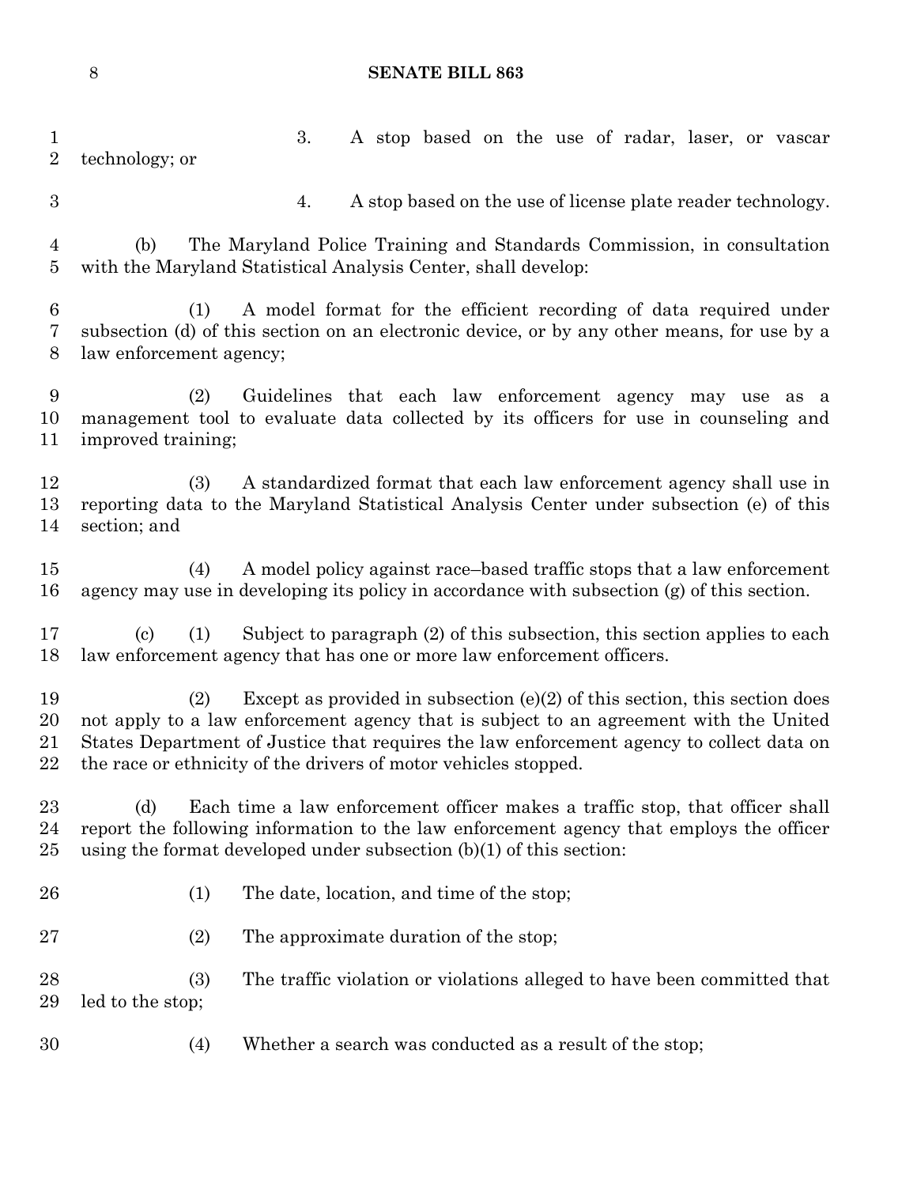3. A stop based on the use of radar, laser, or vascar technology; or

4. A stop based on the use of license plate reader technology.

(b) The Maryland Police Training and Standards Commission, in consultation with the Maryland Statistical Analysis Center, shall develop:

(1) A model format for the efficient recording of data required under subsection (d) of this section on an electronic device, or by any other means, for use by a law enforcement agency;

(2) Guidelines that each law enforcement agency may use as a management tool to evaluate data collected by its officers for use in counseling and improved training;

(3) A standardized format that each law enforcement agency shall use in reporting data to the Maryland Statistical Analysis Center under subsection (e) of this section; and

(4) A model policy against race–based traffic stops that a law enforcement agency may use in developing its policy in accordance with subsection (g) of this section.

(c) (1) Subject to paragraph (2) of this subsection, this section applies to each law enforcement agency that has one or more law enforcement officers.

(2) Except as provided in subsection (e)(2) of this section, this section does not apply to a law enforcement agency that is subject to an agreement with the United States Department of Justice that requires the law enforcement agency to collect data on the race or ethnicity of the drivers of motor vehicles stopped.

(d) Each time a law enforcement officer makes a traffic stop, that officer shall report the following information to the law enforcement agency that employs the officer using the format developed under subsection (b)(1) of this section:

(1) The date, location, and time of the stop;

(2) The approximate duration of the stop;

(3) The traffic violation or violations alleged to have been committed that led to the stop;

(4) Whether a search was conducted as a result of the stop;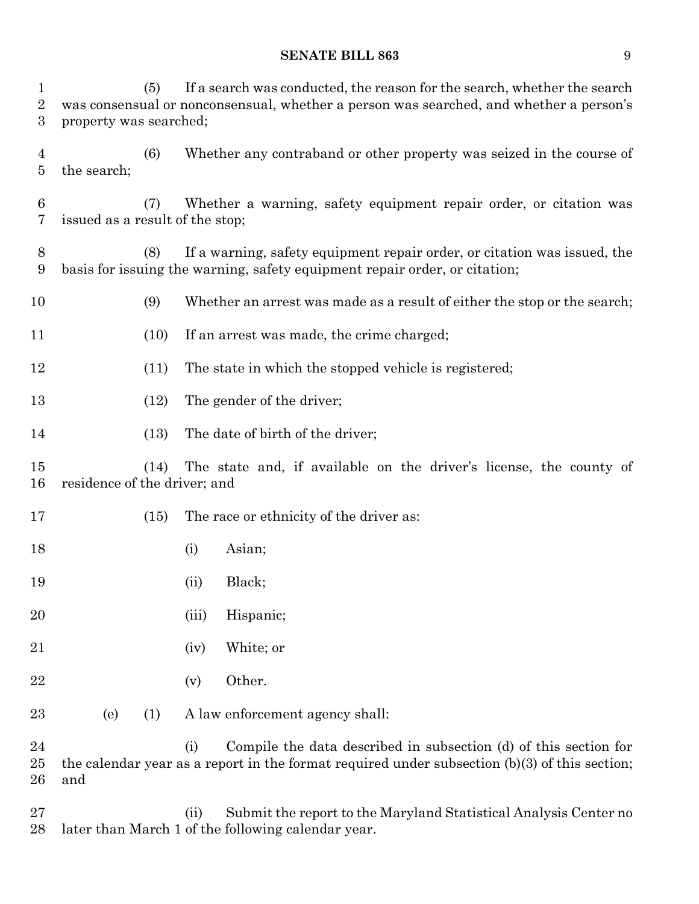(5) If a search was conducted, the reason for the search, whether the search was consensual or nonconsensual, whether a person was searched, and whether a person's property was searched;

(6) Whether any contraband or other property was seized in the course of the search;

(7) Whether a warning, safety equipment repair order, or citation was issued as a result of the stop;

(8) If a warning, safety equipment repair order, or citation was issued, the basis for issuing the warning, safety equipment repair order, or citation;

(9) Whether an arrest was made as a result of either the stop or the search;

(10) If an arrest was made, the crime charged;

(11) The state in which the stopped vehicle is registered;

(12) The gender of the driver;

(13) The date of birth of the driver;

(14) The state and, if available on the driver's license, the county of residence of the driver; and

(15) The race or ethnicity of the driver as:

(i) Asian;

(ii) Black;

(iii) Hispanic;

(iv) White; or

(v) Other.

(e) (1) A law enforcement agency shall:

(i) Compile the data described in subsection (d) of this section for the calendar year as a report in the format required under subsection (b)(3) of this section; and

(ii) Submit the report to the Maryland Statistical Analysis Center no later than March 1 of the following calendar year.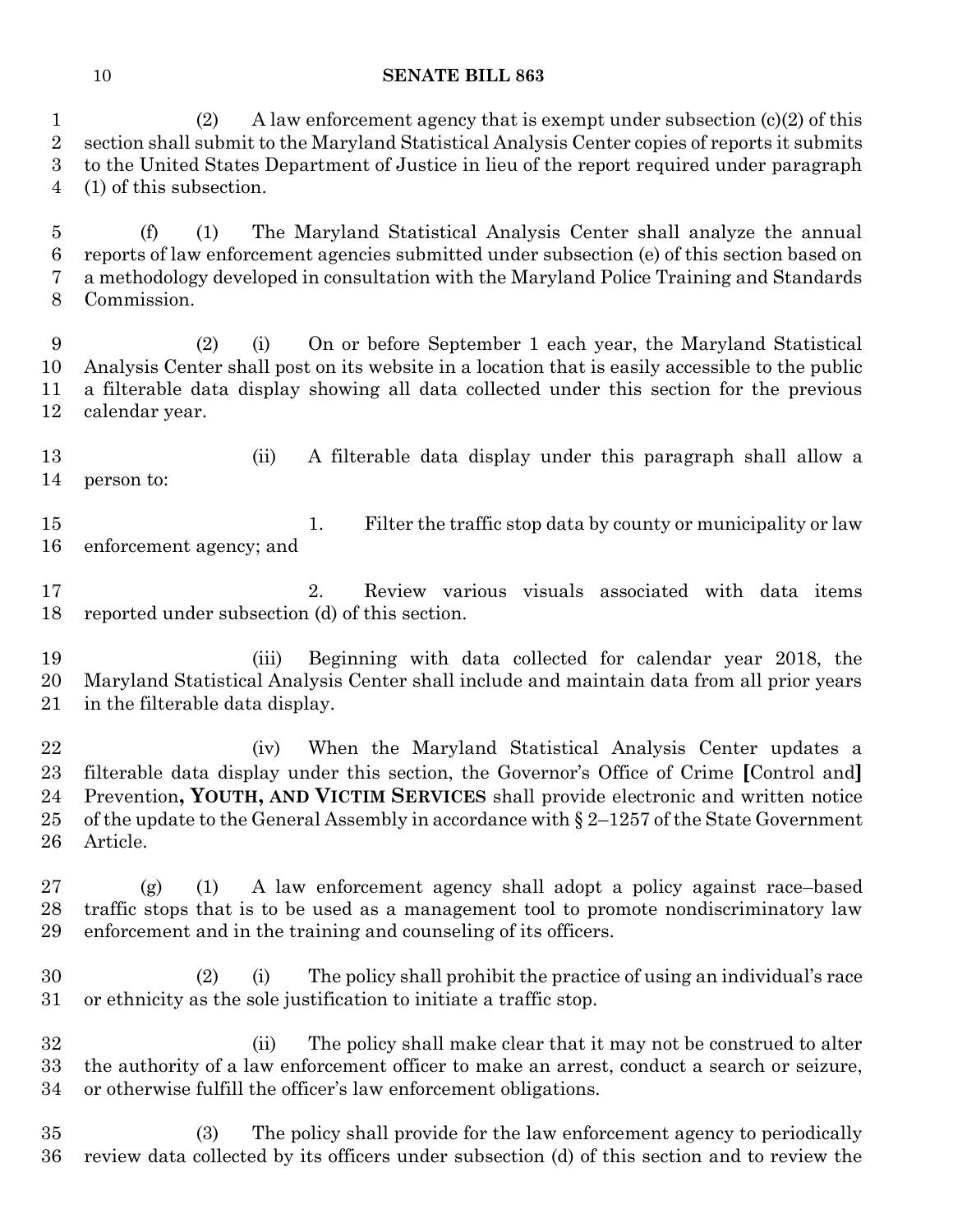(2) A law enforcement agency that is exempt under subsection (c)(2) of this section shall submit to the Maryland Statistical Analysis Center copies of reports it submits to the United States Department of Justice in lieu of the report required under paragraph (1) of this subsection.

(f) (1) The Maryland Statistical Analysis Center shall analyze the annual reports of law enforcement agencies submitted under subsection (e) of this section based on a methodology developed in consultation with the Maryland Police Training and Standards Commission.

(2) (i) On or before September 1 each year, the Maryland Statistical Analysis Center shall post on its website in a location that is easily accessible to the public a filterable data display showing all data collected under this section for the previous calendar year.

(ii) A filterable data display under this paragraph shall allow a person to:

1. Filter the traffic stop data by county or municipality or law enforcement agency; and

2. Review various visuals associated with data items reported under subsection (d) of this section.

(iii) Beginning with data collected for calendar year 2018, the Maryland Statistical Analysis Center shall include and maintain data from all prior years in the filterable data display.

(iv) When the Maryland Statistical Analysis Center updates a filterable data display under this section, the Governor's Office of Crime **[**Control and**]** Prevention**, YOUTH, AND VICTIM SERVICES** shall provide electronic and written notice of the update to the General Assembly in accordance with § 2–1257 of the State Government Article.

(g) (1) A law enforcement agency shall adopt a policy against race–based traffic stops that is to be used as a management tool to promote nondiscriminatory law enforcement and in the training and counseling of its officers.

(2) (i) The policy shall prohibit the practice of using an individual's race or ethnicity as the sole justification to initiate a traffic stop.

(ii) The policy shall make clear that it may not be construed to alter the authority of a law enforcement officer to make an arrest, conduct a search or seizure, or otherwise fulfill the officer's law enforcement obligations.

(3) The policy shall provide for the law enforcement agency to periodically review data collected by its officers under subsection (d) of this section and to review the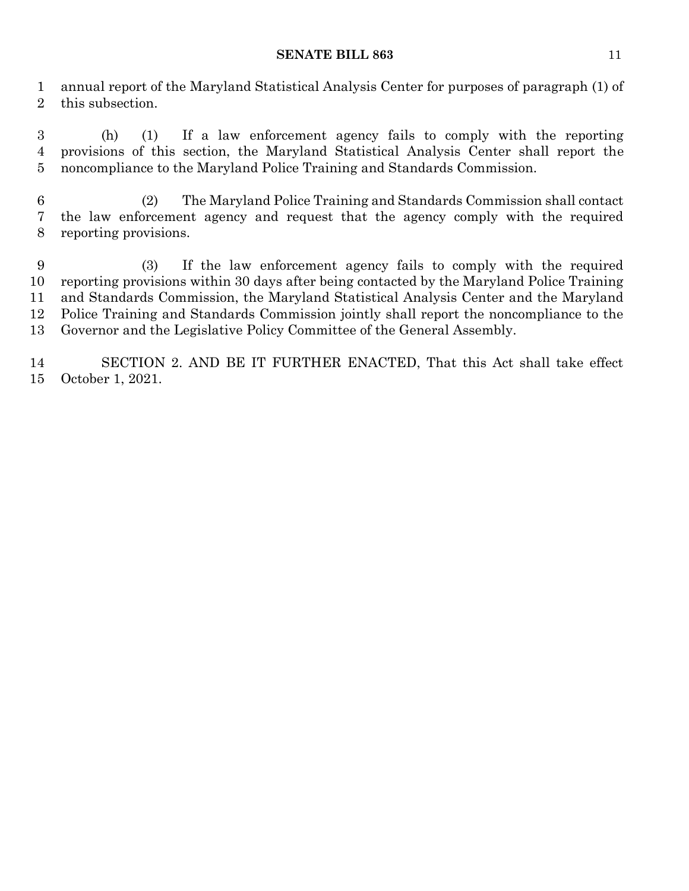annual report of the Maryland Statistical Analysis Center for purposes of paragraph (1) of this subsection.

(h) (1) If a law enforcement agency fails to comply with the reporting provisions of this section, the Maryland Statistical Analysis Center shall report the noncompliance to the Maryland Police Training and Standards Commission.

(2) The Maryland Police Training and Standards Commission shall contact the law enforcement agency and request that the agency comply with the required reporting provisions.

(3) If the law enforcement agency fails to comply with the required reporting provisions within 30 days after being contacted by the Maryland Police Training and Standards Commission, the Maryland Statistical Analysis Center and the Maryland Police Training and Standards Commission jointly shall report the noncompliance to the Governor and the Legislative Policy Committee of the General Assembly.

SECTION 2. AND BE IT FURTHER ENACTED, That this Act shall take effect October 1, 2021.